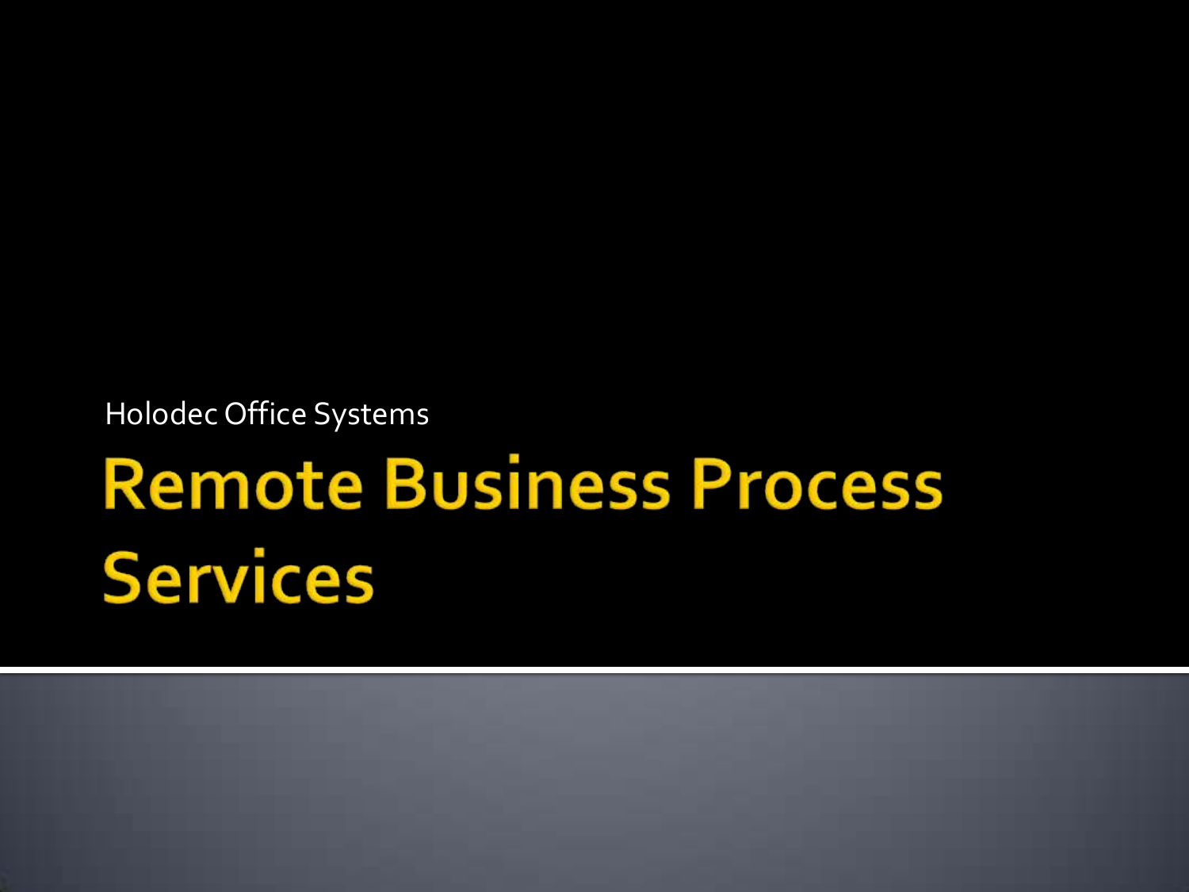Holodec Office Systems

# Remote Business Process Services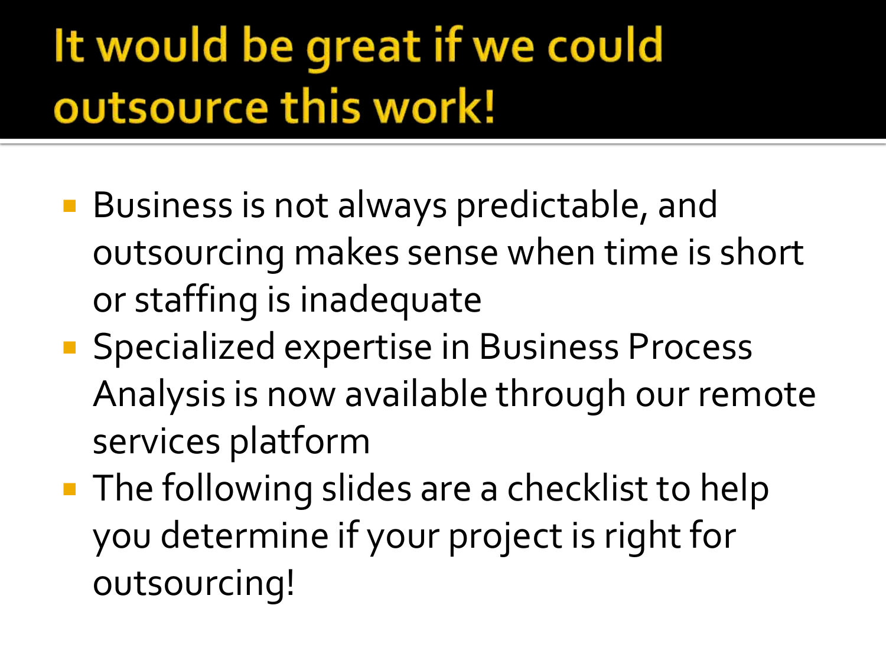# It would be great if we could outsource this work!

- Business is not always predictable, and outsourcing makes sense when time is short or staffing is inadequate
- Specialized expertise in Business Process Analysis is now available through our remote services platform
- The following slides are a checklist to help you determine if your project is right for outsourcing!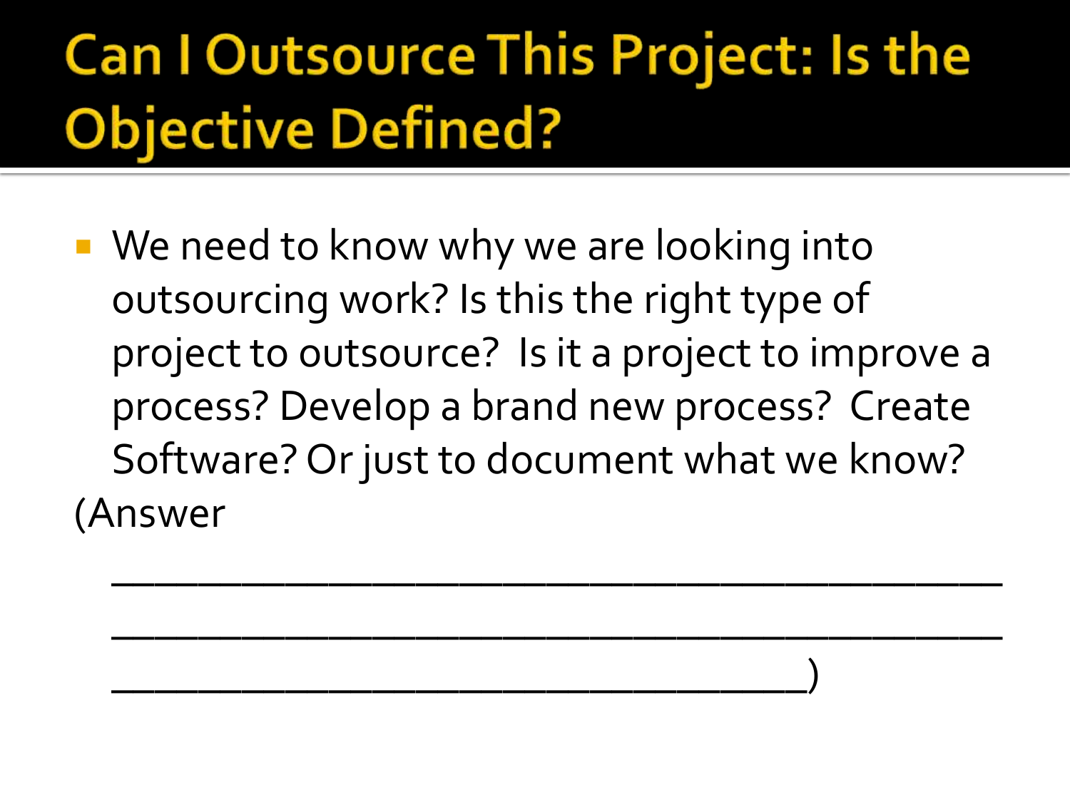# Can I Outsource This Project: Is the Objective Defined?

- We need to know why we are looking into outsourcing work? Is this the right type of project to outsource? Is it a project to improve a process? Develop a brand new process? Create Software? Or just to document what we know?

(Answer

________________________________________

________________________________________

_______________________________)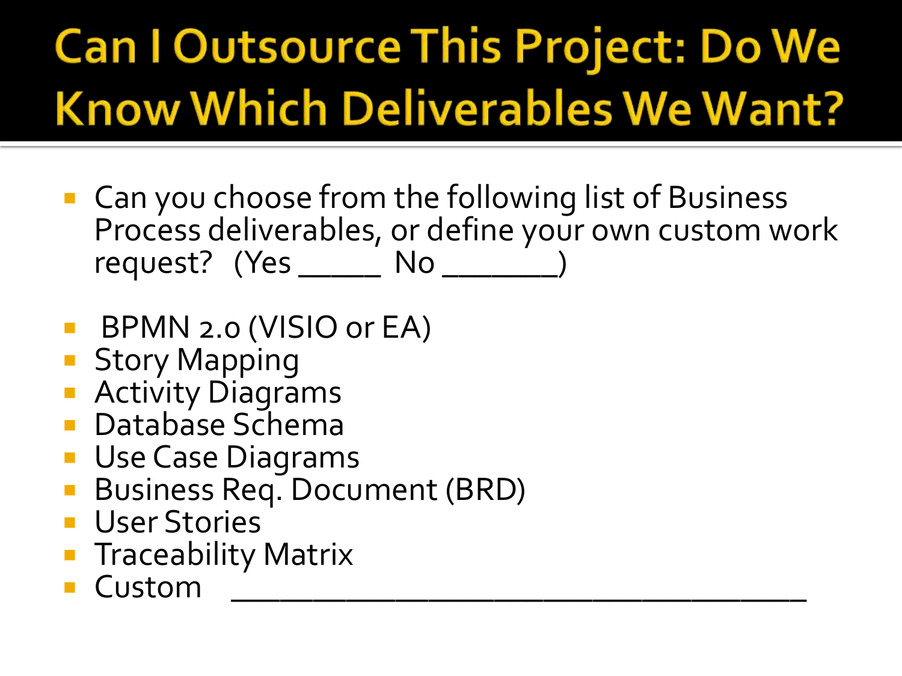# Can I Outsource This Project: Do We Know Which Deliverables We Want?

- Can you choose from the following list of Business Process deliverables, or define your own custom work request? (Yes _____ No _______)

- BPMN 2.0 (VISIO or EA)
- Story Mapping
- Activity Diagrams
- Database Schema
- Use Case Diagrams
- Business Req. Document (BRD)
- User Stories
- Traceability Matrix
- Custom ___________________________________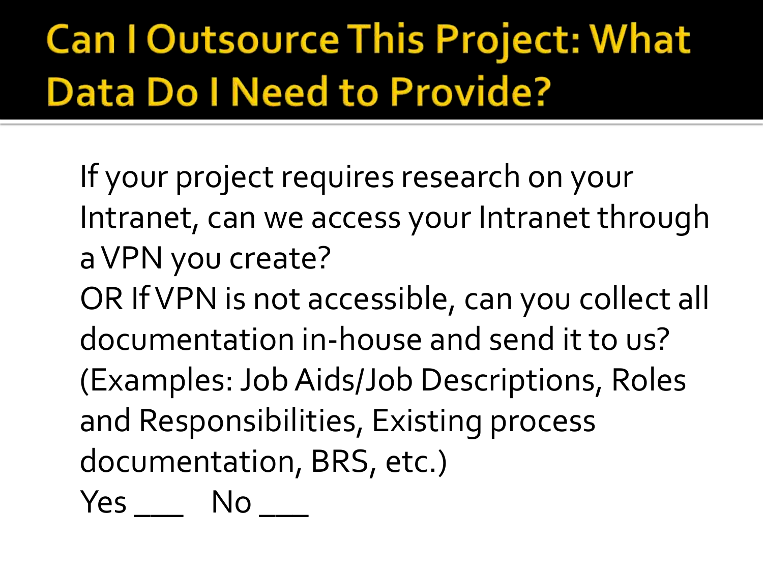# Can I Outsource This Project: What Data Do I Need to Provide?

If your project requires research on your Intranet, can we access your Intranet through a VPN you create?
OR If VPN is not accessible, can you collect all documentation in-house and send it to us? (Examples: Job Aids/Job Descriptions, Roles and Responsibilities, Existing process documentation, BRS, etc.)
Yes ___ No ___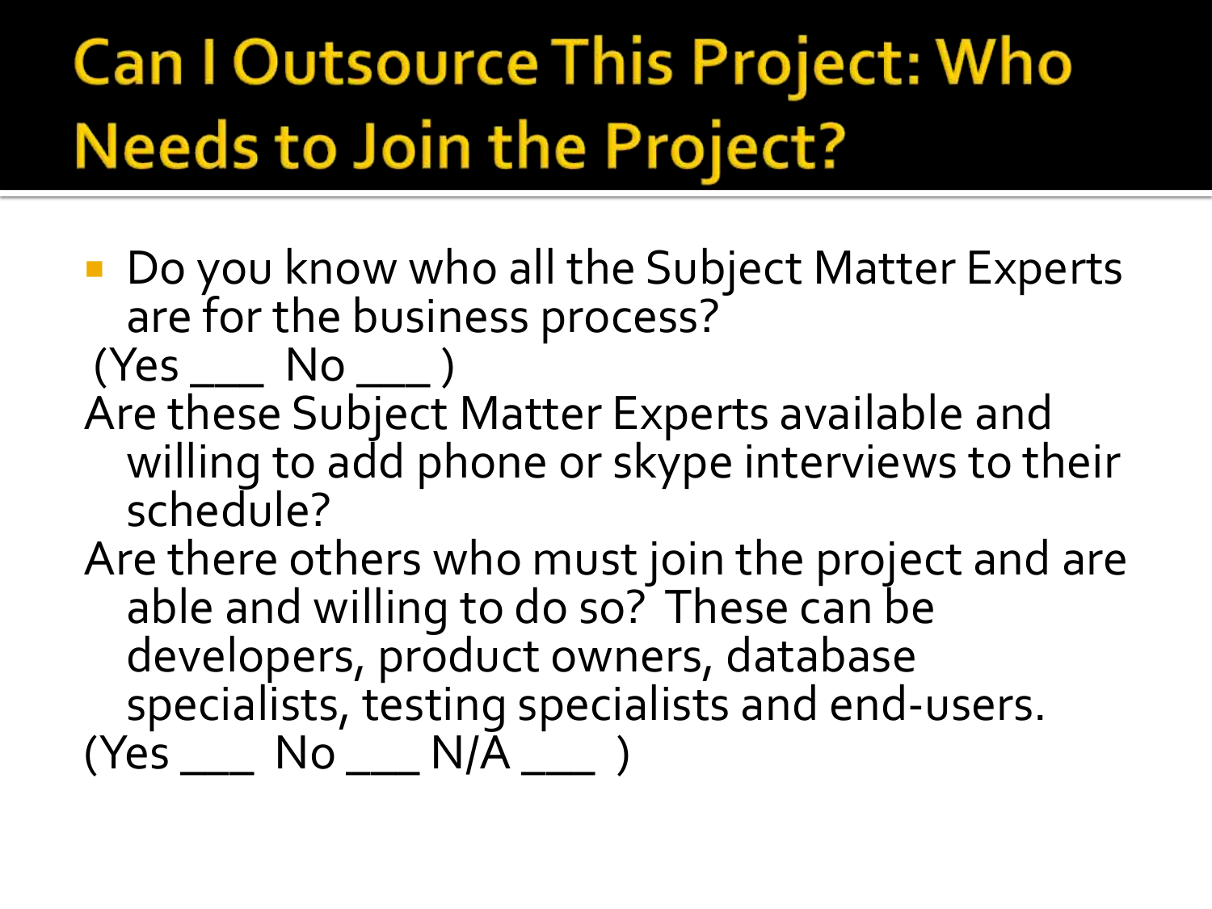# Can I Outsource This Project: Who Needs to Join the Project?

- Do you know who all the Subject Matter Experts are for the business process?

(Yes ___ No ___ )

Are these Subject Matter Experts available and willing to add phone or skype interviews to their schedule?

Are there others who must join the project and are able and willing to do so? These can be developers, product owners, database specialists, testing specialists and end-users.

(Yes ___ No ___ N/A ___ )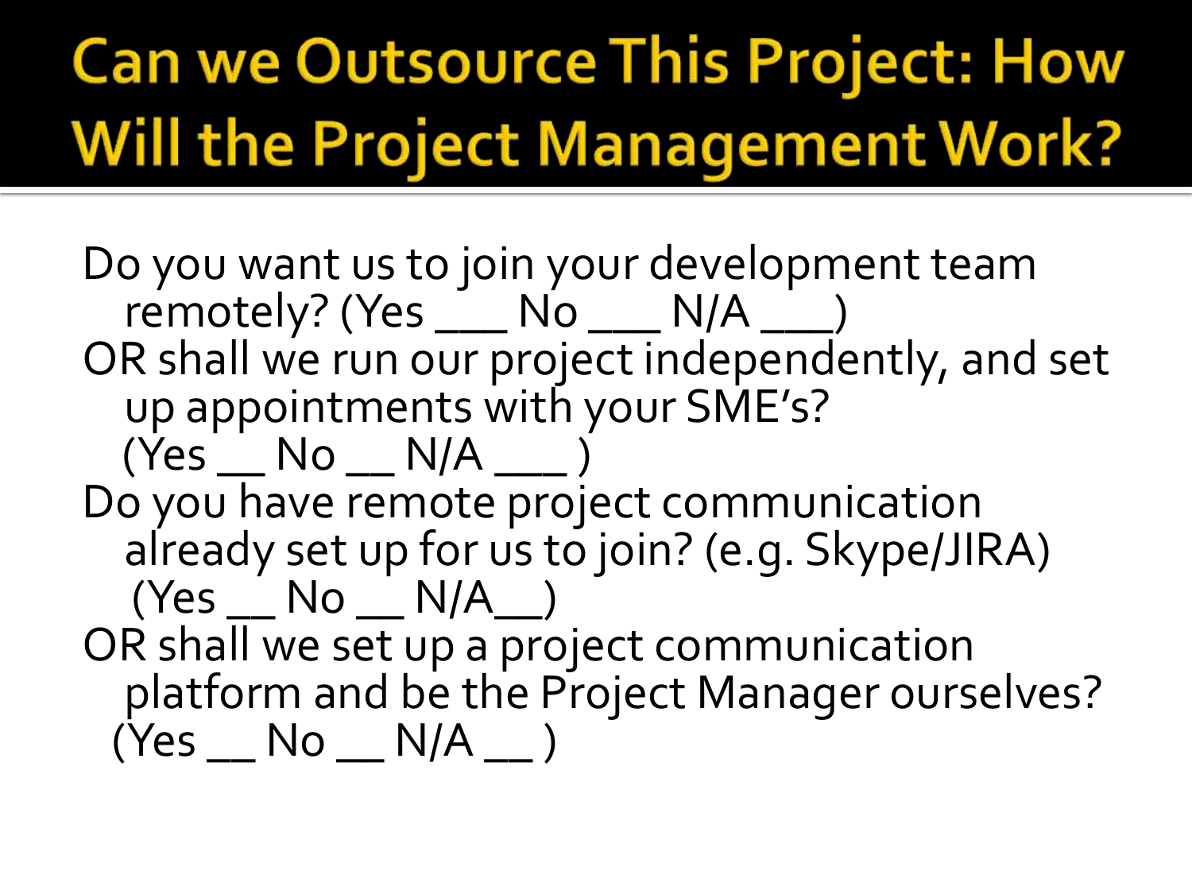# Can we Outsource This Project: How Will the Project Management Work?

Do you want us to join your development team remotely? (Yes ___ No ___ N/A ___)

OR shall we run our project independently, and set up appointments with your SME's? (Yes __ No __ N/A ___ )

Do you have remote project communication already set up for us to join? (e.g. Skype/JIRA) (Yes __ No __ N/A__)

OR shall we set up a project communication platform and be the Project Manager ourselves? (Yes __ No __ N/A __ )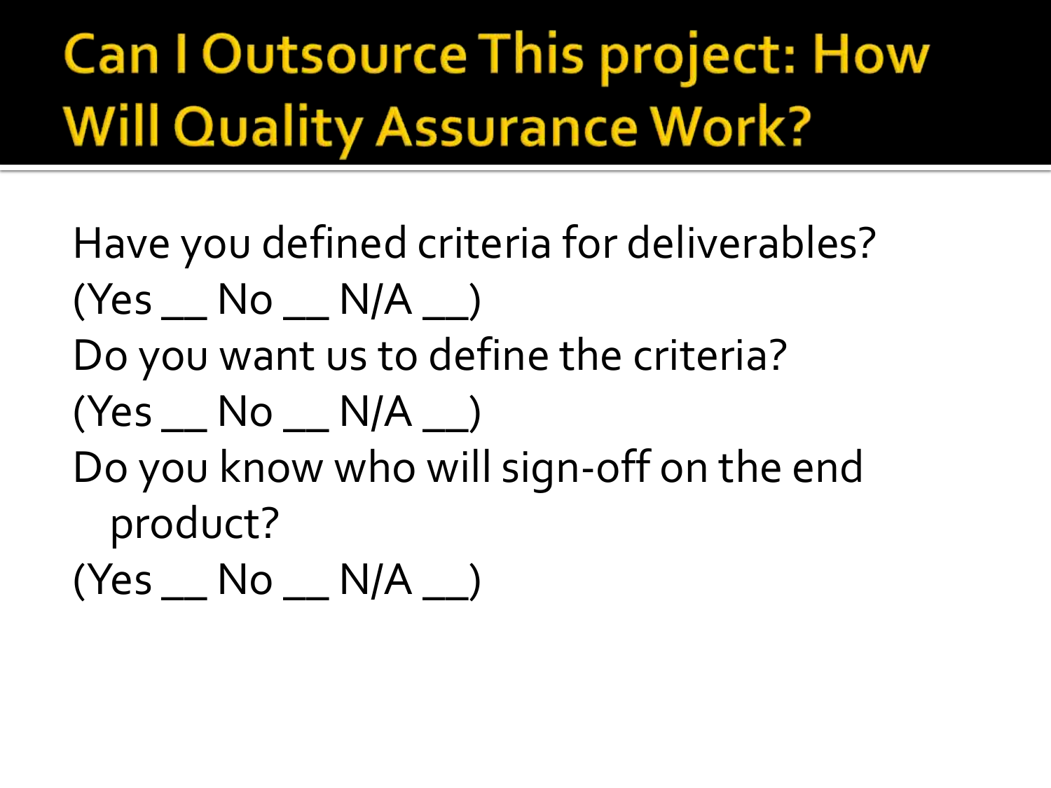# Can I Outsource This project: How Will Quality Assurance Work?

Have you defined criteria for deliverables?
(Yes __ No __ N/A __)

Do you want us to define the criteria?
(Yes __ No __ N/A __)

Do you know who will sign-off on the end product?
(Yes __ No __ N/A __)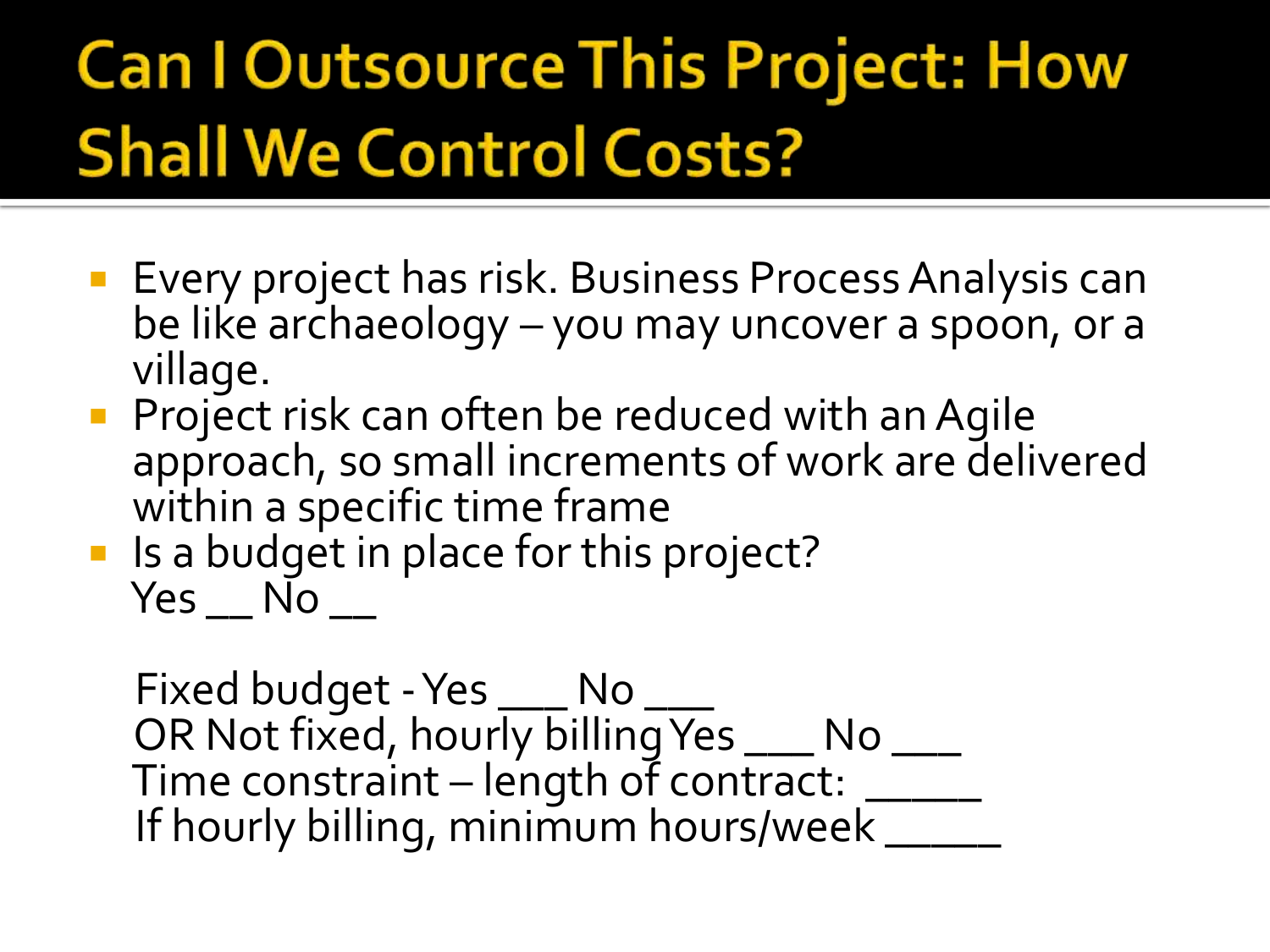# Can I Outsource This Project: How Shall We Control Costs?

- Every project has risk. Business Process Analysis can be like archaeology – you may uncover a spoon, or a village.
- Project risk can often be reduced with an Agile approach, so small increments of work are delivered within a specific time frame
- Is a budget in place for this project?
  Yes __ No __

  Fixed budget - Yes ___ No ___
  OR Not fixed, hourly billing Yes ___ No ___
  Time constraint – length of contract: _____
  If hourly billing, minimum hours/week _____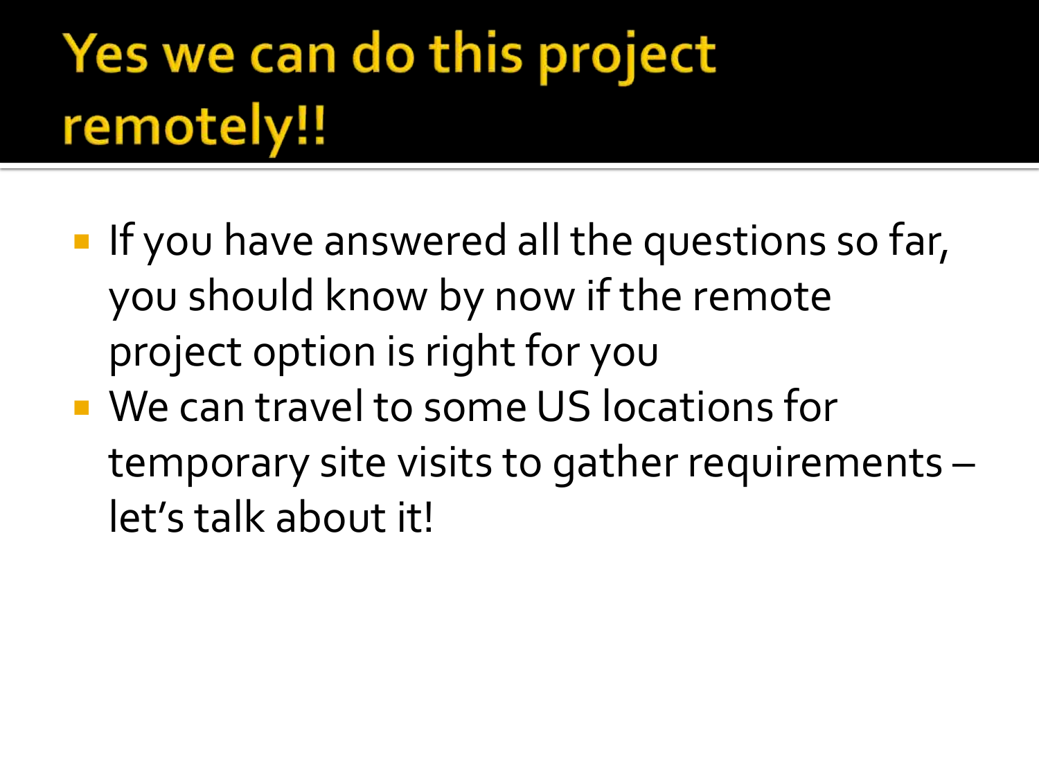# Yes we can do this project remotely!!

- If you have answered all the questions so far, you should know by now if the remote project option is right for you
- We can travel to some US locations for temporary site visits to gather requirements – let's talk about it!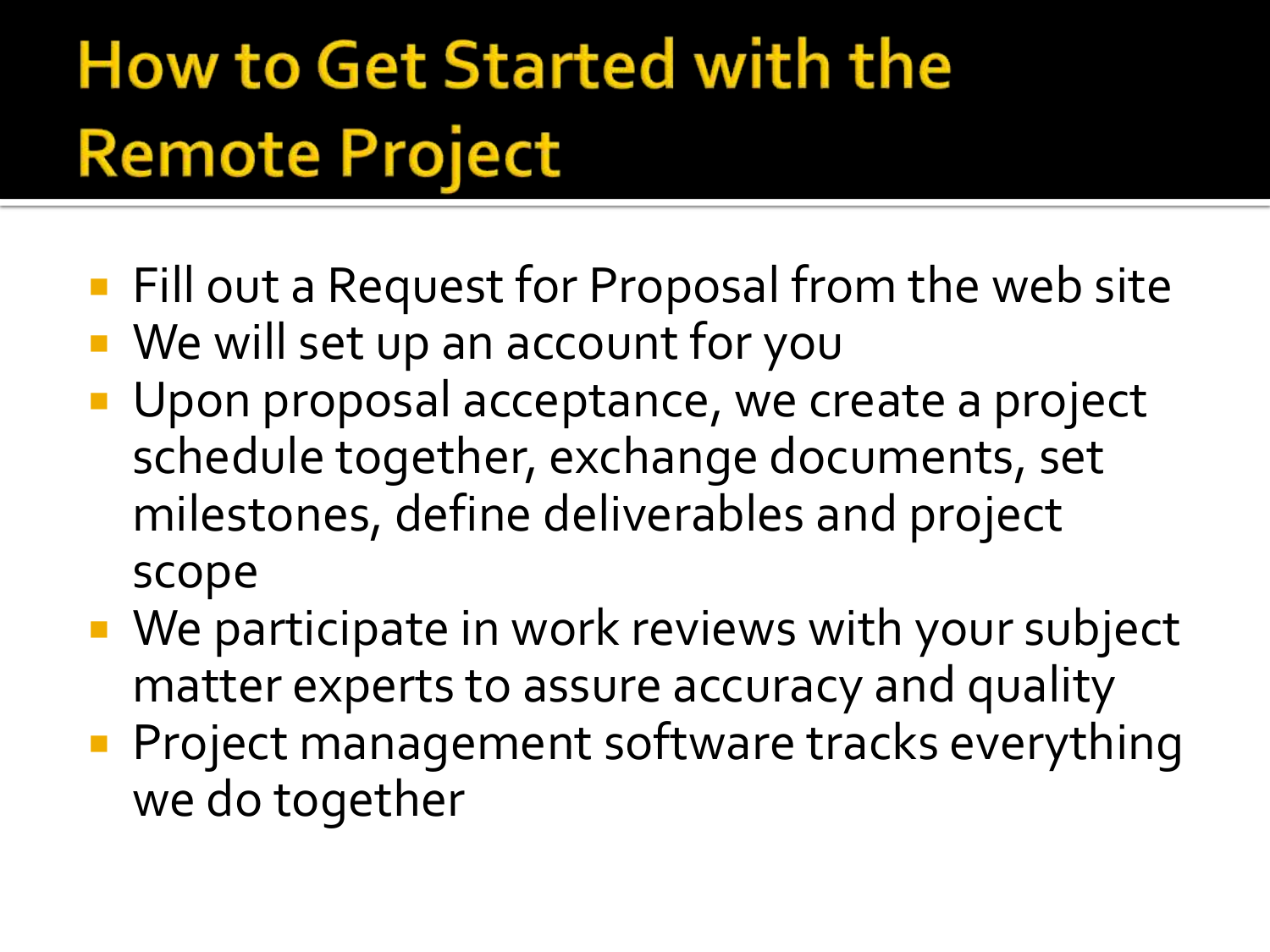# How to Get Started with the Remote Project

- Fill out a Request for Proposal from the web site
- We will set up an account for you
- Upon proposal acceptance, we create a project schedule together, exchange documents, set milestones, define deliverables and project scope
- We participate in work reviews with your subject matter experts to assure accuracy and quality
- Project management software tracks everything we do together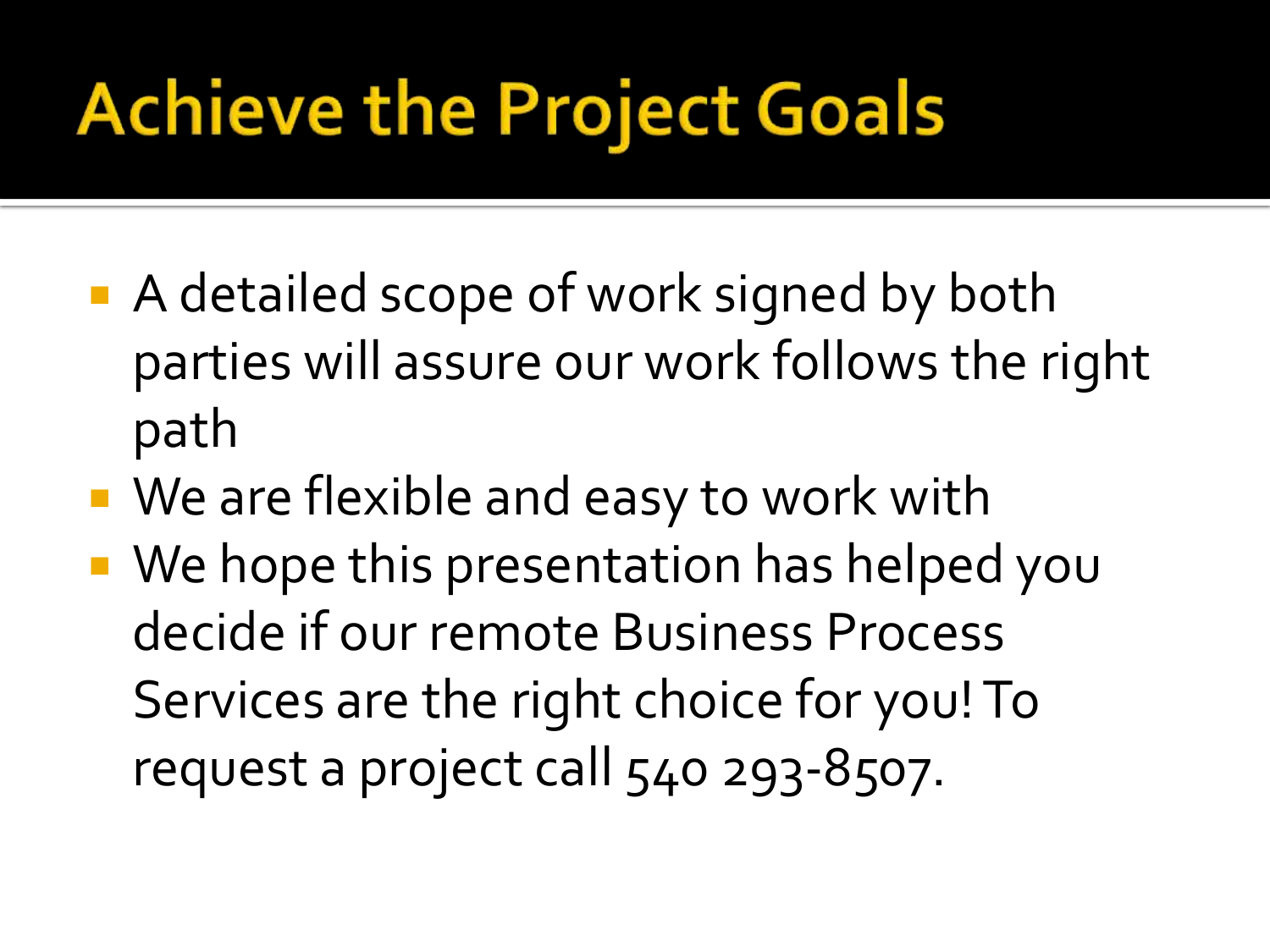# Achieve the Project Goals

- A detailed scope of work signed by both parties will assure our work follows the right path
- We are flexible and easy to work with
- We hope this presentation has helped you decide if our remote Business Process Services are the right choice for you! To request a project call 540 293-8507.